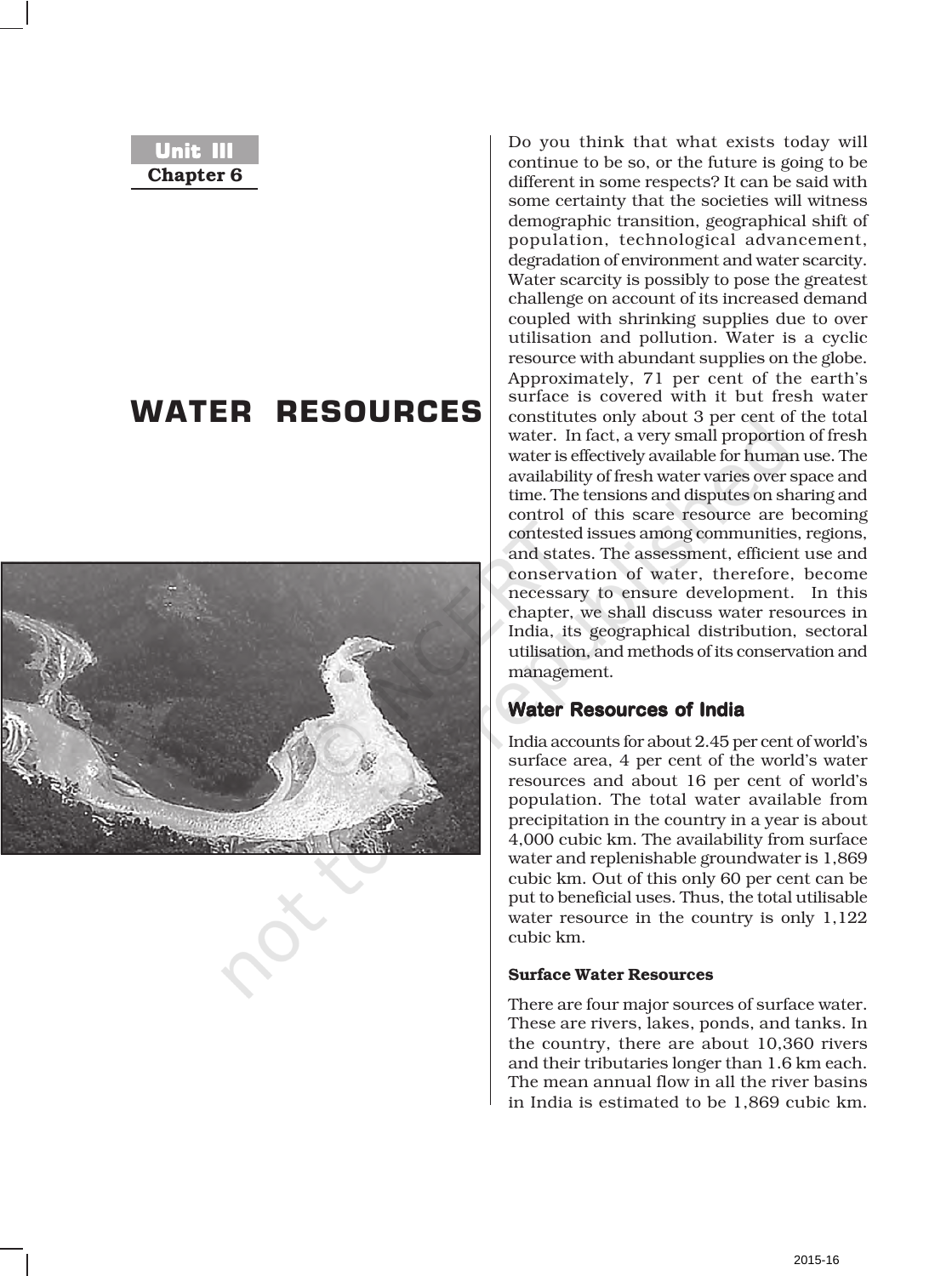Unit III

Chapter 6

# WATER RESOURCES

Do you think that what exists today will continue to be so, or the future is going to be different in some respects? It can be said with some certainty that the societies will witness demographic transition, geographical shift of population, technological advancement, degradation of environment and water scarcity. Water scarcity is possibly to pose the greatest challenge on account of its increased demand coupled with shrinking supplies due to over utilisation and pollution. Water is a cyclic resource with abundant supplies on the globe. Approximately, 71 per cent of the earth's surface is covered with it but fresh water constitutes only about 3 per cent of the total water. In fact, a very small proportion of fresh water is effectively available for human use. The availability of fresh water varies over space and time. The tensions and disputes on sharing and control of this scare resource are becoming contested issues among communities, regions, and states. The assessment, efficient use and conservation of water, therefore, become necessary to ensure development. In this chapter, we shall discuss water resources in India, its geographical distribution, sectoral utilisation, and methods of its conservation and management.

## Water Resources of India

India accounts for about 2.45 per cent of world's surface area, 4 per cent of the world's water resources and about 16 per cent of world's population. The total water available from precipitation in the country in a year is about 4,000 cubic km. The availability from surface water and replenishable groundwater is 1,869 cubic km. Out of this only 60 per cent can be put to beneficial uses. Thus, the total utilisable water resource in the country is only 1,122 cubic km.

### Surface Water Resources

There are four major sources of surface water. These are rivers, lakes, ponds, and tanks. In the country, there are about 10,360 rivers and their tributaries longer than 1.6 km each. The mean annual flow in all the river basins in India is estimated to be 1,869 cubic km.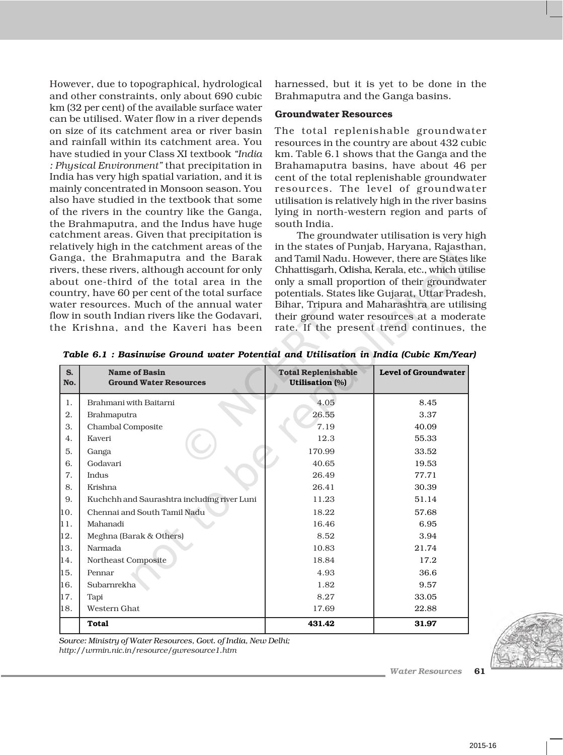However, due to topographical, hydrological and other constraints, only about 690 cubic km (32 per cent) of the available surface water can be utilised. Water flow in a river depends on size of its catchment area or river basin and rainfall within its catchment area. You have studied in your Class XI textbook *"India : Physical Environment"* that precipitation in India has very high spatial variation, and it is mainly concentrated in Monsoon season. You also have studied in the textbook that some of the rivers in the country like the Ganga, the Brahmaputra, and the Indus have huge catchment areas. Given that precipitation is relatively high in the catchment areas of the Ganga, the Brahmaputra and the Barak rivers, these rivers, although account for only about one-third of the total area in the country, have 60 per cent of the total surface water resources. Much of the annual water flow in south Indian rivers like the Godavari, the Krishna, and the Kaveri has been harnessed, but it is yet to be done in the Brahmaputra and the Ganga basins.

### Groundwater Resources

The total replenishable groundwater resources in the country are about 432 cubic km. Table 6.1 shows that the Ganga and the Brahamaputra basins, have about 46 per cent of the total replenishable groundwater resources. The level of groundwater utilisation is relatively high in the river basins lying in north-western region and parts of south India.

The groundwater utilisation is very high in the states of Punjab, Haryana, Rajasthan, and Tamil Nadu. However, there are States like Chhattisgarh, Odisha, Kerala, etc., which utilise only a small proportion of their groundwater potentials. States like Gujarat, Uttar Pradesh, Bihar, Tripura and Maharashtra are utilising their ground water resources at a moderate rate. If the present trend continues, the

*Table 6.1 : Basinwise Ground water Potential and Utilisation in India (Cubic Km/Year)*

| S. No. | Name of Basin Ground Water Resources | Total Replenishable Utilisation (%) | Level of Groundwater |
|---|---|---|---|
| 1. | Brahmani with Baitarni | 4.05 | 8.45 |
| 2. | Brahmaputra | 26.55 | 3.37 |
| 3. | Chambal Composite | 7.19 | 40.09 |
| 4. | Kaveri | 12.3 | 55.33 |
| 5. | Ganga | 170.99 | 33.52 |
| 6. | Godavari | 40.65 | 19.53 |
| 7. | Indus | 26.49 | 77.71 |
| 8. | Krishna | 26.41 | 30.39 |
| 9. | Kuchchh and Saurashtra including river Luni | 11.23 | 51.14 |
| 10. | Chennai and South Tamil Nadu | 18.22 | 57.68 |
| 11. | Mahanadi | 16.46 | 6.95 |
| 12. | Meghna (Barak & Others) | 8.52 | 3.94 |
| 13. | Narmada | 10.83 | 21.74 |
| 14. | Northeast Composite | 18.84 | 17.2 |
| 15. | Pennar | 4.93 | 36.6 |
| 16. | Subarnrekha | 1.82 | 9.57 |
| 17. | Tapi | 8.27 | 33.05 |
| 18. | Western Ghat | 17.69 | 22.88 |
| | **Total** | **431.42** | **31.97** |

*Source: Ministry of Water Resources, Govt. of India, New Delhi; http://wrmin.nic.in/resource/gwresource1.htm*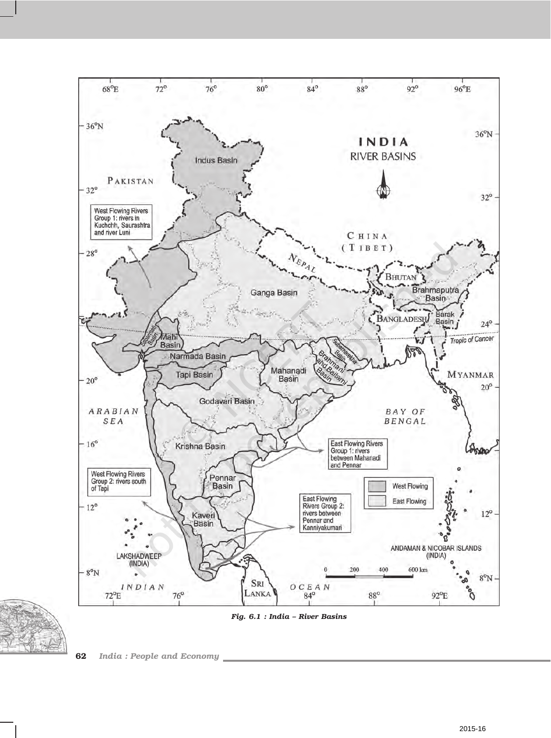INDIA

RIVER BASINS

68°E 72° 76° 80° 84° 88° 92° 96°E

36°N 32° 28° 24° 20° 16° 12° 8°N

PAKISTAN

CHINA (TIBET)

NEPAL

BHUTAN

BANGLADESH

MYANMAR

SRI LANKA

ARABIAN SEA

BAY OF BENGAL

INDIAN OCEAN

Indus Basin

Ganga Basin

Brahmaputra Basin

Barak Basin

Sabarmati Basin

Mahi Basin

Narmada Basin

Tapi Basin

Subarnarekha Basin

Brahmani and Baitarni Basin

Mahanadi Basin

Godavari Basin

Krishna Basin

Pennar Basin

Kaveri Basin

Tropic of Cancer

West Flowing Rivers Group 1: rivers in Kuchchh, Saurashtra and river Luni

West Flowing Rivers Group 2: rivers south of Tapi

East Flowing Rivers Group 1: rivers between Mahanadi and Pennar

East Flowing Rivers Group 2: rivers between Pennar and Kanniyakumari

West Flowing

East Flowing

LAKSHADWEEP (INDIA)

ANDAMAN & NICOBAR ISLANDS (INDIA)

0 200 400 600 km

*Fig. 6.1 : India – River Basins*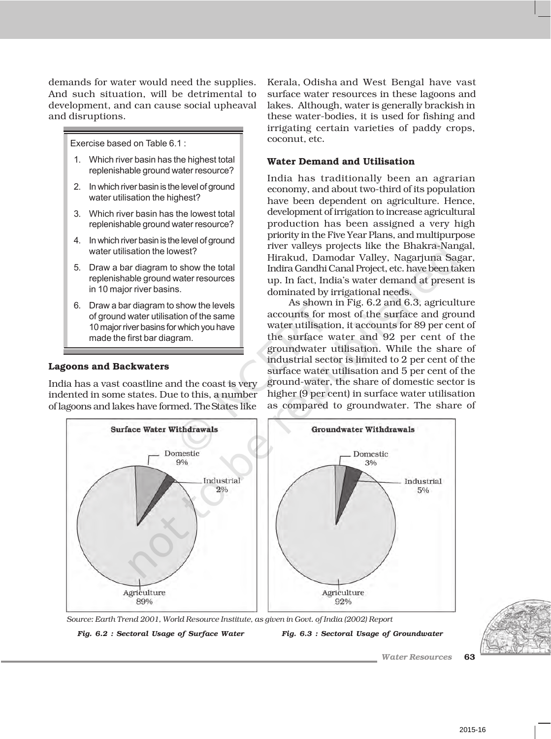demands for water would need the supplies. And such situation, will be detrimental to development, and can cause social upheaval and disruptions.

> Exercise based on Table 6.1 :
>
> 1. Which river basin has the highest total replenishable ground water resource?
> 2. In which river basin is the level of ground water utilisation the highest?
> 3. Which river basin has the lowest total replenishable ground water resource?
> 4. In which river basin is the level of ground water utilisation the lowest?
> 5. Draw a bar diagram to show the total replenishable ground water resources in 10 major river basins.
> 6. Draw a bar diagram to show the levels of ground water utilisation of the same 10 major river basins for which you have made the first bar diagram.

### Lagoons and Backwaters

India has a vast coastline and the coast is very indented in some states. Due to this, a number of lagoons and lakes have formed. The States like Kerala, Odisha and West Bengal have vast surface water resources in these lagoons and lakes. Although, water is generally brackish in these water-bodies, it is used for fishing and irrigating certain varieties of paddy crops, coconut, etc.

### Water Demand and Utilisation

India has traditionally been an agrarian economy, and about two-third of its population have been dependent on agriculture. Hence, development of irrigation to increase agricultural production has been assigned a very high priority in the Five Year Plans, and multipurpose river valleys projects like the Bhakra-Nangal, Hirakud, Damodar Valley, Nagarjuna Sagar, Indira Gandhi Canal Project, etc. have been taken up. In fact, India's water demand at present is dominated by irrigational needs.

As shown in Fig. 6.2 and 6.3, agriculture accounts for most of the surface and ground water utilisation, it accounts for 89 per cent of the surface water and 92 per cent of the groundwater utilisation. While the share of industrial sector is limited to 2 per cent of the surface water utilisation and 5 per cent of the ground-water, the share of domestic sector is higher (9 per cent) in surface water utilisation as compared to groundwater. The share of

Surface Water Withdrawals

Domestic 9%

Industrial 2%

Agriculture 89%

Groundwater Withdrawals

Domestic 3%

Industrial 5%

Agriculture 92%

*Source: Earth Trend 2001, World Resource Institute, as given in Govt. of India (2002) Report*

***Fig. 6.2 : Sectoral Usage of Surface Water***

***Fig. 6.3 : Sectoral Usage of Groundwater***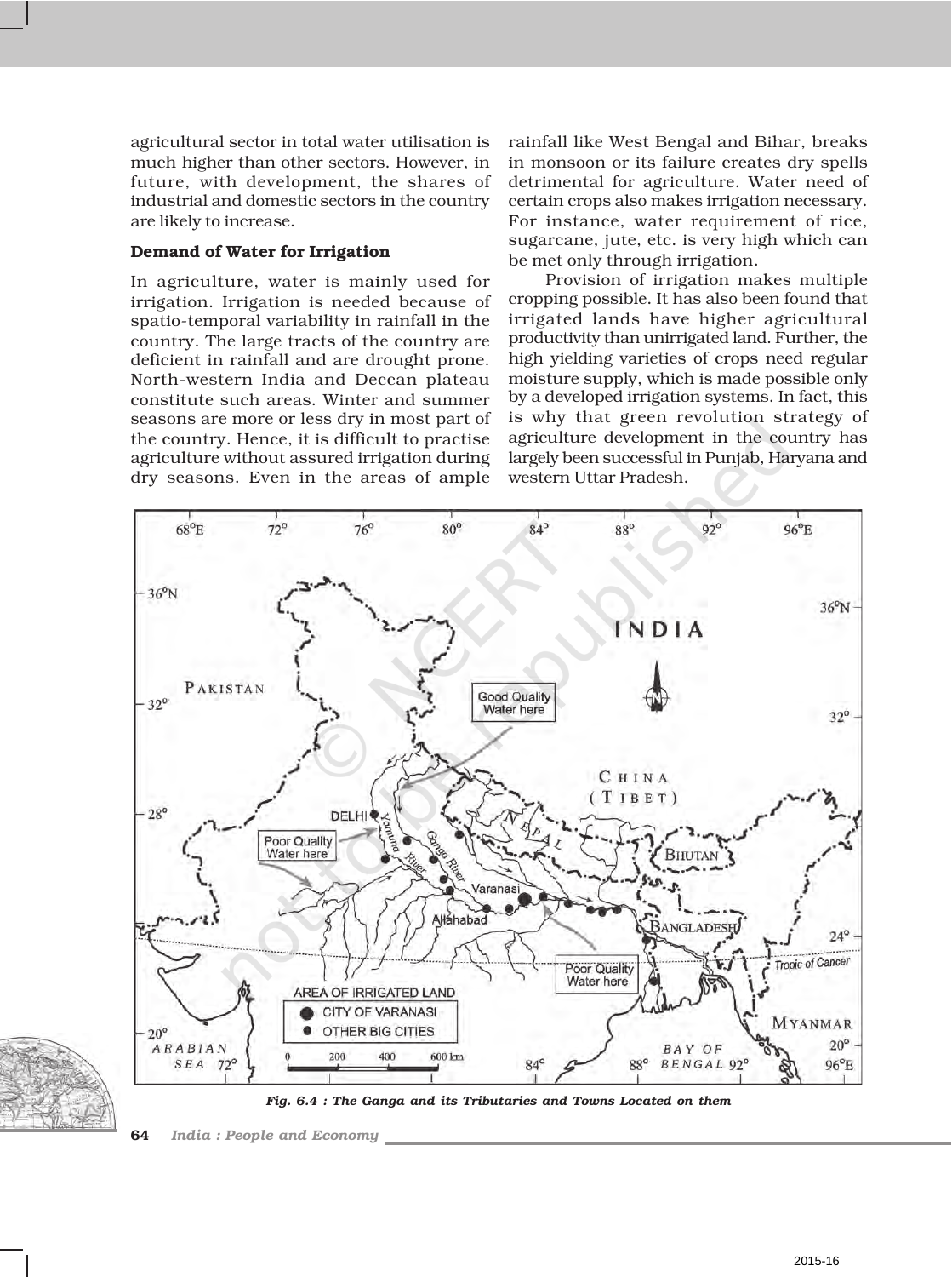agricultural sector in total water utilisation is much higher than other sectors. However, in future, with development, the shares of industrial and domestic sectors in the country are likely to increase.

### Demand of Water for Irrigation

In agriculture, water is mainly used for irrigation. Irrigation is needed because of spatio-temporal variability in rainfall in the country. The large tracts of the country are deficient in rainfall and are drought prone. North-western India and Deccan plateau constitute such areas. Winter and summer seasons are more or less dry in most part of the country. Hence, it is difficult to practise agriculture without assured irrigation during dry seasons. Even in the areas of ample rainfall like West Bengal and Bihar, breaks in monsoon or its failure creates dry spells detrimental for agriculture. Water need of certain crops also makes irrigation necessary. For instance, water requirement of rice, sugarcane, jute, etc. is very high which can be met only through irrigation.

Provision of irrigation makes multiple cropping possible. It has also been found that irrigated lands have higher agricultural productivity than unirrigated land. Further, the high yielding varieties of crops need regular moisture supply, which is made possible only by a developed irrigation systems. In fact, this is why that green revolution strategy of agriculture development in the country has largely been successful in Punjab, Haryana and western Uttar Pradesh.

68°E
72°
76°
80°
84°
88°
92°
96°E
36°N
32°
28°
24°
20°
INDIA
PAKISTAN
CHINA (TIBET)
NEPAL
BHUTAN
BANGLADESH
MYANMAR
DELHI
Yamuna River
Ganga River
Varanasi
Allahabad
Good Quality Water here
Poor Quality Water here
Poor Quality Water here
Tropic of Cancer
ARABIAN SEA
BAY OF BENGAL
AREA OF IRRIGATED LAND
CITY OF VARANASI
OTHER BIG CITIES
0 200 400 600 km

*Fig. 6.4 : The Ganga and its Tributaries and Towns Located on them*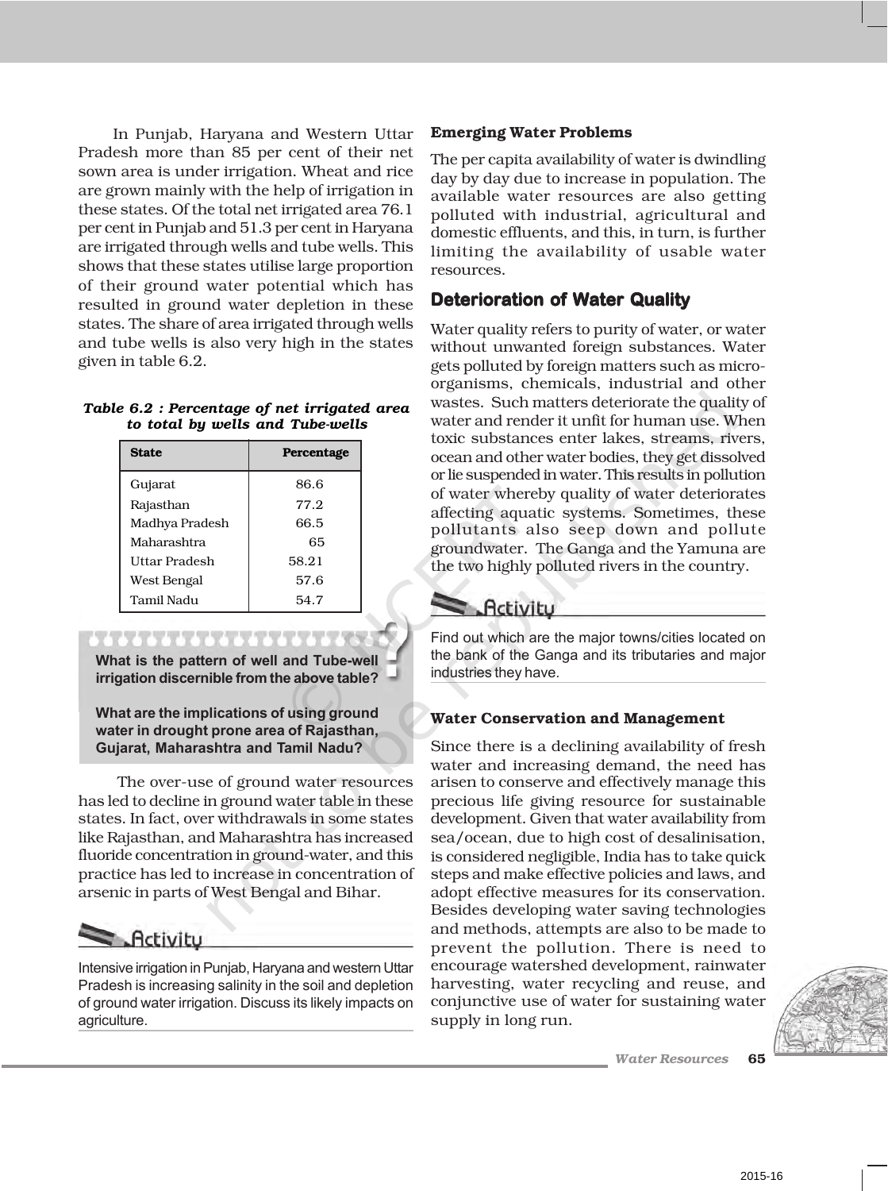In Punjab, Haryana and Western Uttar Pradesh more than 85 per cent of their net sown area is under irrigation. Wheat and rice are grown mainly with the help of irrigation in these states. Of the total net irrigated area 76.1 per cent in Punjab and 51.3 per cent in Haryana are irrigated through wells and tube wells. This shows that these states utilise large proportion of their ground water potential which has resulted in ground water depletion in these states. The share of area irrigated through wells and tube wells is also very high in the states given in table 6.2.

***Table 6.2 : Percentage of net irrigated area to total by wells and Tube-wells***

| State | Percentage |
|---|---|
| Gujarat | 86.6 |
| Rajasthan | 77.2 |
| Madhya Pradesh | 66.5 |
| Maharashtra | 65 |
| Uttar Pradesh | 58.21 |
| West Bengal | 57.6 |
| Tamil Nadu | 54.7 |

**What is the pattern of well and Tube-well irrigation discernible from the above table?**

**What are the implications of using ground water in drought prone area of Rajasthan, Gujarat, Maharashtra and Tamil Nadu?**

The over-use of ground water resources has led to decline in ground water table in these states. In fact, over withdrawals in some states like Rajasthan, and Maharashtra has increased fluoride concentration in ground-water, and this practice has led to increase in concentration of arsenic in parts of West Bengal and Bihar.

**Activity**

Intensive irrigation in Punjab, Haryana and western Uttar Pradesh is increasing salinity in the soil and depletion of ground water irrigation. Discuss its likely impacts on agriculture.

### Emerging Water Problems

The per capita availability of water is dwindling day by day due to increase in population. The available water resources are also getting polluted with industrial, agricultural and domestic effluents, and this, in turn, is further limiting the availability of usable water resources.

## Deterioration of Water Quality

Water quality refers to purity of water, or water without unwanted foreign substances. Water gets polluted by foreign matters such as micro-organisms, chemicals, industrial and other wastes. Such matters deteriorate the quality of water and render it unfit for human use. When toxic substances enter lakes, streams, rivers, ocean and other water bodies, they get dissolved or lie suspended in water. This results in pollution of water whereby quality of water deteriorates affecting aquatic systems. Sometimes, these pollutants also seep down and pollute groundwater. The Ganga and the Yamuna are the two highly polluted rivers in the country.

**Activity**

Find out which are the major towns/cities located on the bank of the Ganga and its tributaries and major industries they have.

### Water Conservation and Management

Since there is a declining availability of fresh water and increasing demand, the need has arisen to conserve and effectively manage this precious life giving resource for sustainable development. Given that water availability from sea/ocean, due to high cost of desalinisation, is considered negligible, India has to take quick steps and make effective policies and laws, and adopt effective measures for its conservation. Besides developing water saving technologies and methods, attempts are also to be made to prevent the pollution. There is need to encourage watershed development, rainwater harvesting, water recycling and reuse, and conjunctive use of water for sustaining water supply in long run.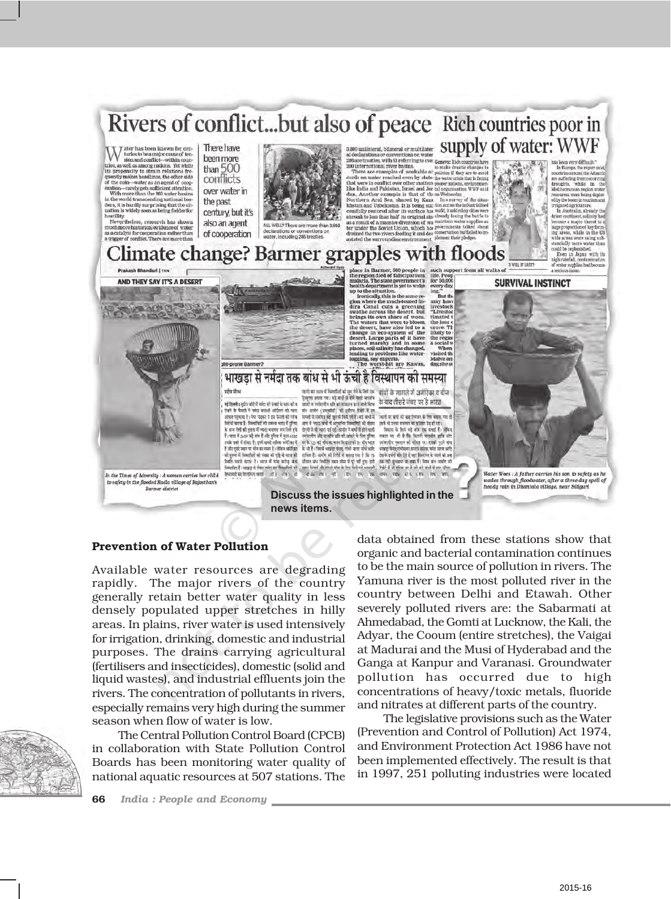Discuss the issues highlighted in the news items.

### Prevention of Water Pollution

Available water resources are degrading rapidly. The major rivers of the country generally retain better water quality in less densely populated upper stretches in hilly areas. In plains, river water is used intensively for irrigation, drinking, domestic and industrial purposes. The drains carrying agricultural (fertilisers and insecticides), domestic (solid and liquid wastes), and industrial effluents join the rivers. The concentration of pollutants in rivers, especially remains very high during the summer season when flow of water is low.

The Central Pollution Control Board (CPCB) in collaboration with State Pollution Control Boards has been monitoring water quality of national aquatic resources at 507 stations. The data obtained from these stations show that organic and bacterial contamination continues to be the main source of pollution in rivers. The Yamuna river is the most polluted river in the country between Delhi and Etawah. Other severely polluted rivers are: the Sabarmati at Ahmedabad, the Gomti at Lucknow, the Kali, the Adyar, the Cooum (entire stretches), the Vaigai at Madurai and the Musi of Hyderabad and the Ganga at Kanpur and Varanasi. Groundwater pollution has occurred due to high concentrations of heavy/toxic metals, fluoride and nitrates at different parts of the country.

The legislative provisions such as the Water (Prevention and Control of Pollution) Act 1974, and Environment Protection Act 1986 have not been implemented effectively. The result is that in 1997, 251 polluting industries were located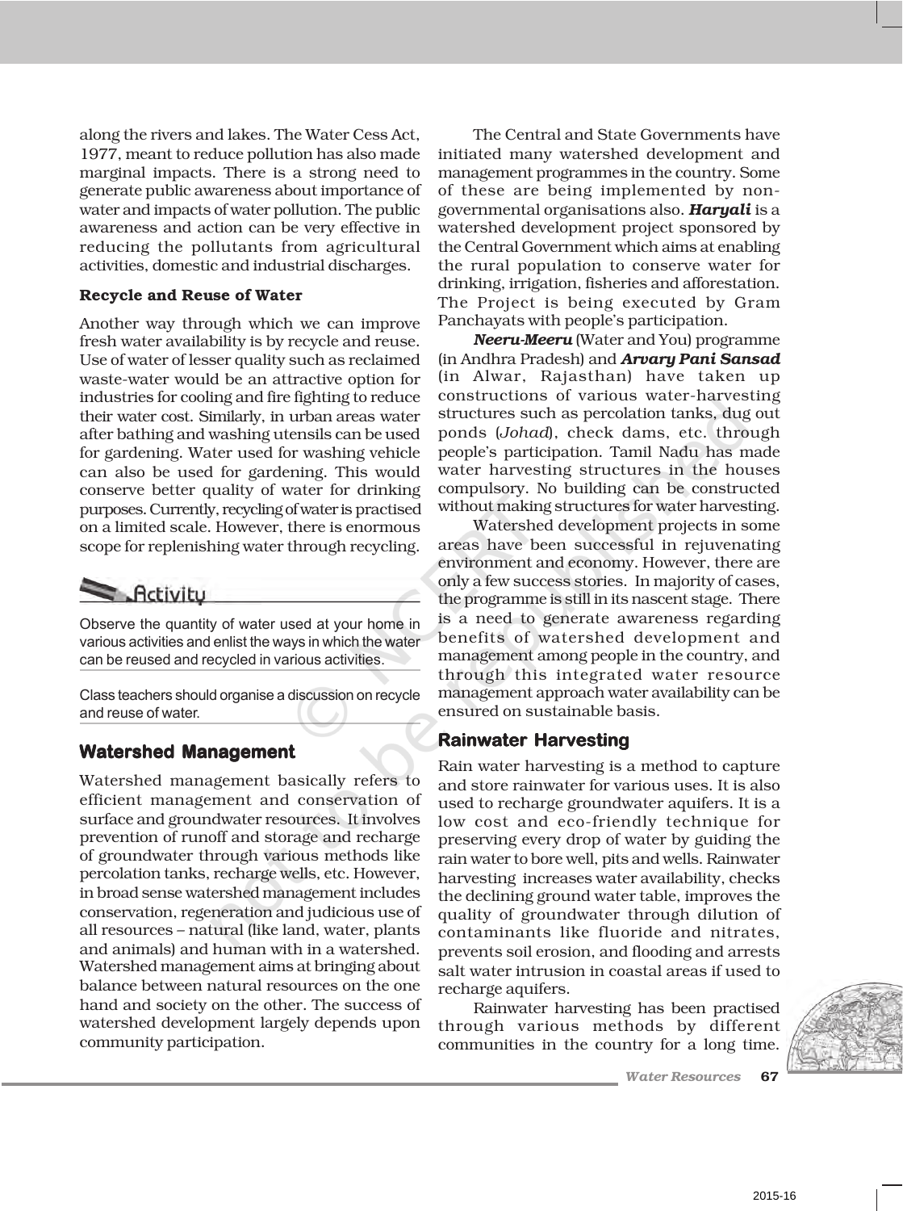along the rivers and lakes. The Water Cess Act, 1977, meant to reduce pollution has also made marginal impacts. There is a strong need to generate public awareness about importance of water and impacts of water pollution. The public awareness and action can be very effective in reducing the pollutants from agricultural activities, domestic and industrial discharges.

**Recycle and Reuse of Water**

Another way through which we can improve fresh water availability is by recycle and reuse. Use of water of lesser quality such as reclaimed waste-water would be an attractive option for industries for cooling and fire fighting to reduce their water cost. Similarly, in urban areas water after bathing and washing utensils can be used for gardening. Water used for washing vehicle can also be used for gardening. This would conserve better quality of water for drinking purposes. Currently, recycling of water is practised on a limited scale. However, there is enormous scope for replenishing water through recycling.

**Activity**

Observe the quantity of water used at your home in various activities and enlist the ways in which the water can be reused and recycled in various activities.

Class teachers should organise a discussion on recycle and reuse of water.

## Watershed Management

Watershed management basically refers to efficient management and conservation of surface and groundwater resources. It involves prevention of runoff and storage and recharge of groundwater through various methods like percolation tanks, recharge wells, etc. However, in broad sense watershed management includes conservation, regeneration and judicious use of all resources – natural (like land, water, plants and animals) and human with in a watershed. Watershed management aims at bringing about balance between natural resources on the one hand and society on the other. The success of watershed development largely depends upon community participation.

The Central and State Governments have initiated many watershed development and management programmes in the country. Some of these are being implemented by non-governmental organisations also. ***Haryali*** is a watershed development project sponsored by the Central Government which aims at enabling the rural population to conserve water for drinking, irrigation, fisheries and afforestation. The Project is being executed by Gram Panchayats with people's participation.

***Neeru-Meeru*** (Water and You) programme (in Andhra Pradesh) and ***Arvary Pani Sansad*** (in Alwar, Rajasthan) have taken up constructions of various water-harvesting structures such as percolation tanks, dug out ponds (*Johad*), check dams, etc. through people's participation. Tamil Nadu has made water harvesting structures in the houses compulsory. No building can be constructed without making structures for water harvesting.

Watershed development projects in some areas have been successful in rejuvenating environment and economy. However, there are only a few success stories. In majority of cases, the programme is still in its nascent stage. There is a need to generate awareness regarding benefits of watershed development and management among people in the country, and through this integrated water resource management approach water availability can be ensured on sustainable basis.

## Rainwater Harvesting

Rain water harvesting is a method to capture and store rainwater for various uses. It is also used to recharge groundwater aquifers. It is a low cost and eco-friendly technique for preserving every drop of water by guiding the rain water to bore well, pits and wells. Rainwater harvesting increases water availability, checks the declining ground water table, improves the quality of groundwater through dilution of contaminants like fluoride and nitrates, prevents soil erosion, and flooding and arrests salt water intrusion in coastal areas if used to recharge aquifers.

Rainwater harvesting has been practised through various methods by different communities in the country for a long time.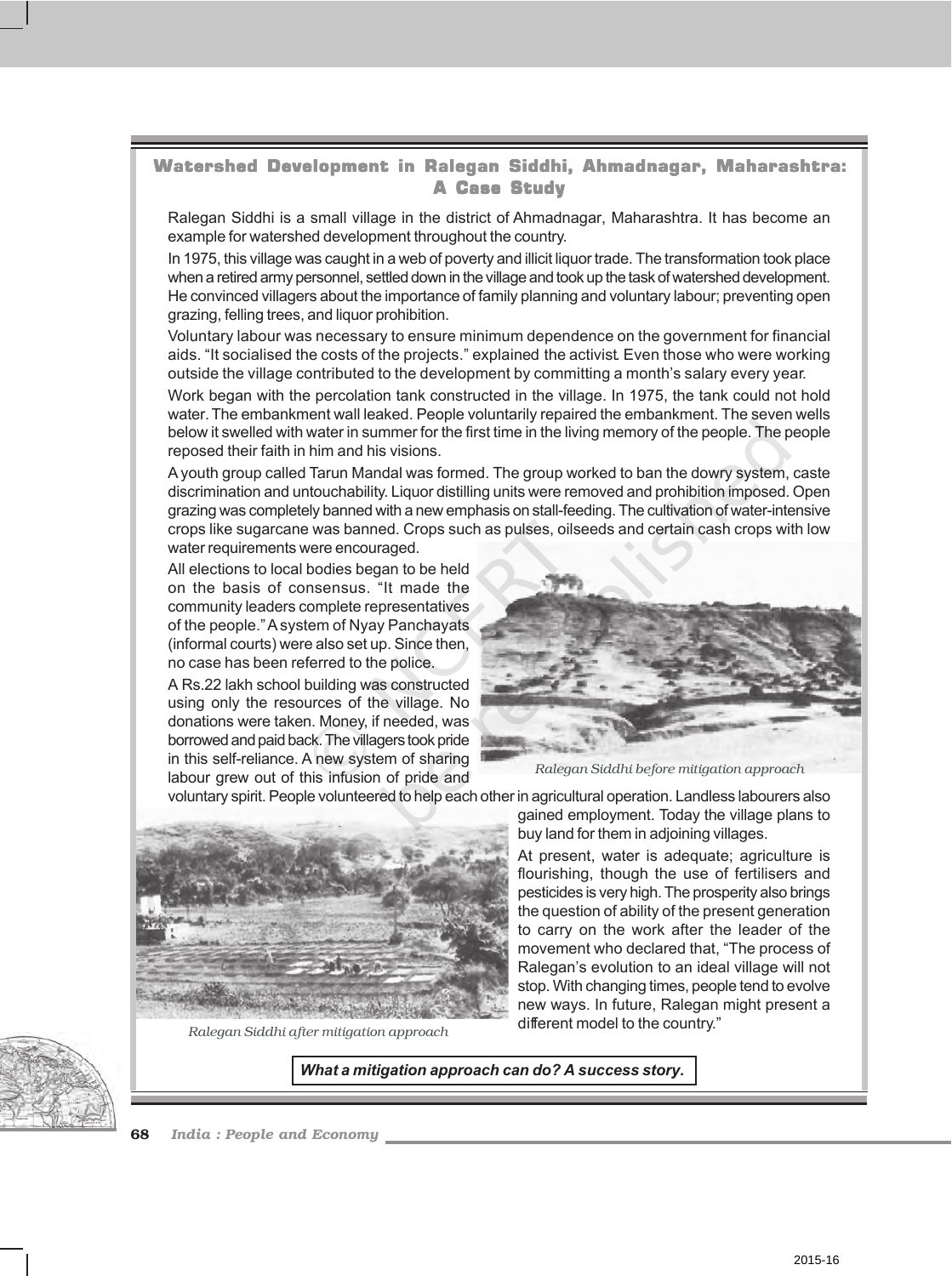## Watershed Development in Ralegan Siddhi, Ahmadnagar, Maharashtra: A Case Study

Ralegan Siddhi is a small village in the district of Ahmadnagar, Maharashtra. It has become an example for watershed development throughout the country.

In 1975, this village was caught in a web of poverty and illicit liquor trade. The transformation took place when a retired army personnel, settled down in the village and took up the task of watershed development. He convinced villagers about the importance of family planning and voluntary labour; preventing open grazing, felling trees, and liquor prohibition.

Voluntary labour was necessary to ensure minimum dependence on the government for financial aids. "It socialised the costs of the projects." explained the activist. Even those who were working outside the village contributed to the development by committing a month's salary every year.

Work began with the percolation tank constructed in the village. In 1975, the tank could not hold water. The embankment wall leaked. People voluntarily repaired the embankment. The seven wells below it swelled with water in summer for the first time in the living memory of the people. The people reposed their faith in him and his visions.

A youth group called Tarun Mandal was formed. The group worked to ban the dowry system, caste discrimination and untouchability. Liquor distilling units were removed and prohibition imposed. Open grazing was completely banned with a new emphasis on stall-feeding. The cultivation of water-intensive crops like sugarcane was banned. Crops such as pulses, oilseeds and certain cash crops with low water requirements were encouraged.

All elections to local bodies began to be held on the basis of consensus. "It made the community leaders complete representatives of the people." A system of Nyay Panchayats (informal courts) were also set up. Since then, no case has been referred to the police.

A Rs.22 lakh school building was constructed using only the resources of the village. No donations were taken. Money, if needed, was borrowed and paid back. The villagers took pride in this self-reliance. A new system of sharing labour grew out of this infusion of pride and voluntary spirit. People volunteered to help each other in agricultural operation. Landless labourers also gained employment. Today the village plans to buy land for them in adjoining villages.

*Ralegan Siddhi before mitigation approach*

At present, water is adequate; agriculture is flourishing, though the use of fertilisers and pesticides is very high. The prosperity also brings the question of ability of the present generation to carry on the work after the leader of the movement who declared that, "The process of Ralegan's evolution to an ideal village will not stop. With changing times, people tend to evolve new ways. In future, Ralegan might present a different model to the country."

*Ralegan Siddhi after mitigation approach*

***What a mitigation approach can do? A success story.***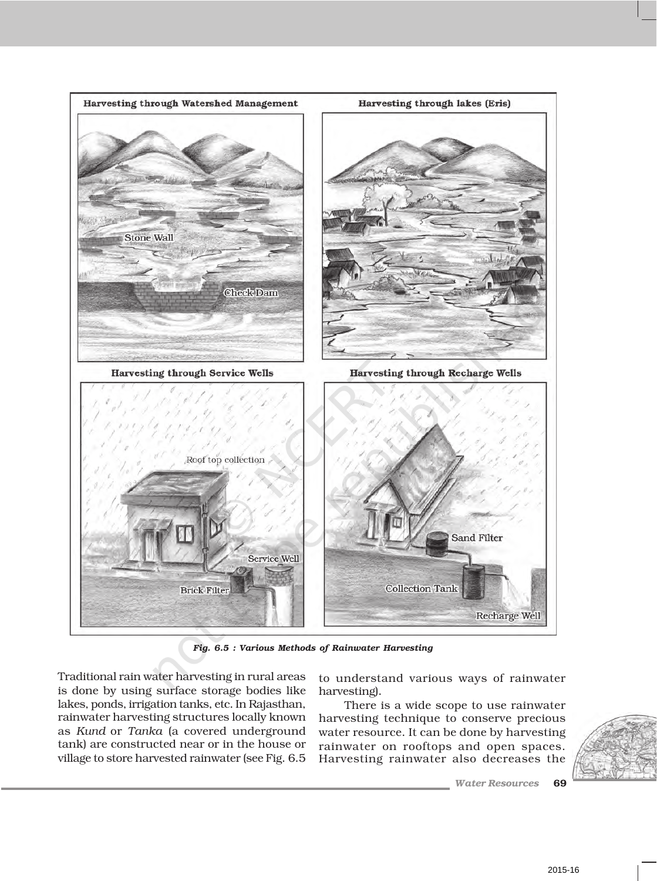Harvesting through Watershed Management

Stone Wall

Check Dam

Harvesting through lakes (Eris)

Harvesting through Service Wells

Roof top collection

Service Well

Brick Filter

Harvesting through Recharge Wells

Sand Filter

Collection Tank

Recharge Well

***Fig. 6.5 : Various Methods of Rainwater Harvesting***

Traditional rain water harvesting in rural areas is done by using surface storage bodies like lakes, ponds, irrigation tanks, etc. In Rajasthan, rainwater harvesting structures locally known as *Kund* or *Tanka* (a covered underground tank) are constructed near or in the house or village to store harvested rainwater (see Fig. 6.5 to understand various ways of rainwater harvesting).

There is a wide scope to use rainwater harvesting technique to conserve precious water resource. It can be done by harvesting rainwater on rooftops and open spaces. Harvesting rainwater also decreases the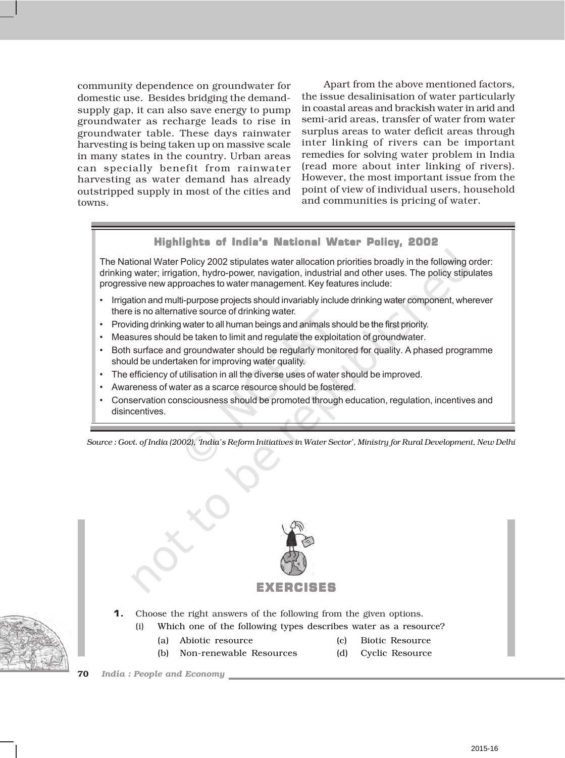community dependence on groundwater for domestic use. Besides bridging the demand-supply gap, it can also save energy to pump groundwater as recharge leads to rise in groundwater table. These days rainwater harvesting is being taken up on massive scale in many states in the country. Urban areas can specially benefit from rainwater harvesting as water demand has already outstripped supply in most of the cities and towns.

Apart from the above mentioned factors, the issue desalinisation of water particularly in coastal areas and brackish water in arid and semi-arid areas, transfer of water from water surplus areas to water deficit areas through inter linking of rivers can be important remedies for solving water problem in India (read more about inter linking of rivers). However, the most important issue from the point of view of individual users, household and communities is pricing of water.

### Highlights of India's National Water Policy, 2002

The National Water Policy 2002 stipulates water allocation priorities broadly in the following order: drinking water; irrigation, hydro-power, navigation, industrial and other uses. The policy stipulates progressive new approaches to water management. Key features include:

- Irrigation and multi-purpose projects should invariably include drinking water component, wherever there is no alternative source of drinking water.
- Providing drinking water to all human beings and animals should be the first priority.
- Measures should be taken to limit and regulate the exploitation of groundwater.
- Both surface and groundwater should be regularly monitored for quality. A phased programme should be undertaken for improving water quality.
- The efficiency of utilisation in all the diverse uses of water should be improved.
- Awareness of water as a scarce resource should be fostered.
- Conservation consciousness should be promoted through education, regulation, incentives and disincentives.

*Source : Govt. of India (2002), 'India's Reform Initiatives in Water Sector', Ministry for Rural Development, New Delhi*

## EXERCISES

**1.** Choose the right answers of the following from the given options.

(i) Which one of the following types describes water as a resource?

(a) Abiotic resource
(b) Non-renewable Resources
(c) Biotic Resource
(d) Cyclic Resource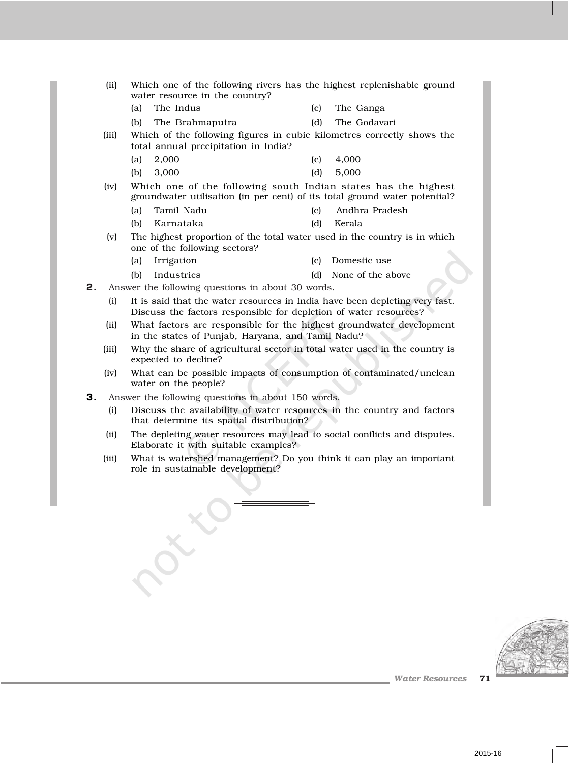(ii) Which one of the following rivers has the highest replenishable ground water resource in the country?

(a) The Indus  
(b) The Brahmaputra  
(c) The Ganga  
(d) The Godavari

(iii) Which of the following figures in cubic kilometres correctly shows the total annual precipitation in India?

(a) 2,000  
(b) 3,000  
(c) 4,000  
(d) 5,000

(iv) Which one of the following south Indian states has the highest groundwater utilisation (in per cent) of its total ground water potential?

(a) Tamil Nadu  
(b) Karnataka  
(c) Andhra Pradesh  
(d) Kerala

(v) The highest proportion of the total water used in the country is in which one of the following sectors?

(a) Irrigation  
(b) Industries  
(c) Domestic use  
(d) None of the above

**2.** Answer the following questions in about 30 words.

(i) It is said that the water resources in India have been depleting very fast. Discuss the factors responsible for depletion of water resources?

(ii) What factors are responsible for the highest groundwater development in the states of Punjab, Haryana, and Tamil Nadu?

(iii) Why the share of agricultural sector in total water used in the country is expected to decline?

(iv) What can be possible impacts of consumption of contaminated/unclean water on the people?

**3.** Answer the following questions in about 150 words.

(i) Discuss the availability of water resources in the country and factors that determine its spatial distribution?

(ii) The depleting water resources may lead to social conflicts and disputes. Elaborate it with suitable examples?

(iii) What is watershed management? Do you think it can play an important role in sustainable development?